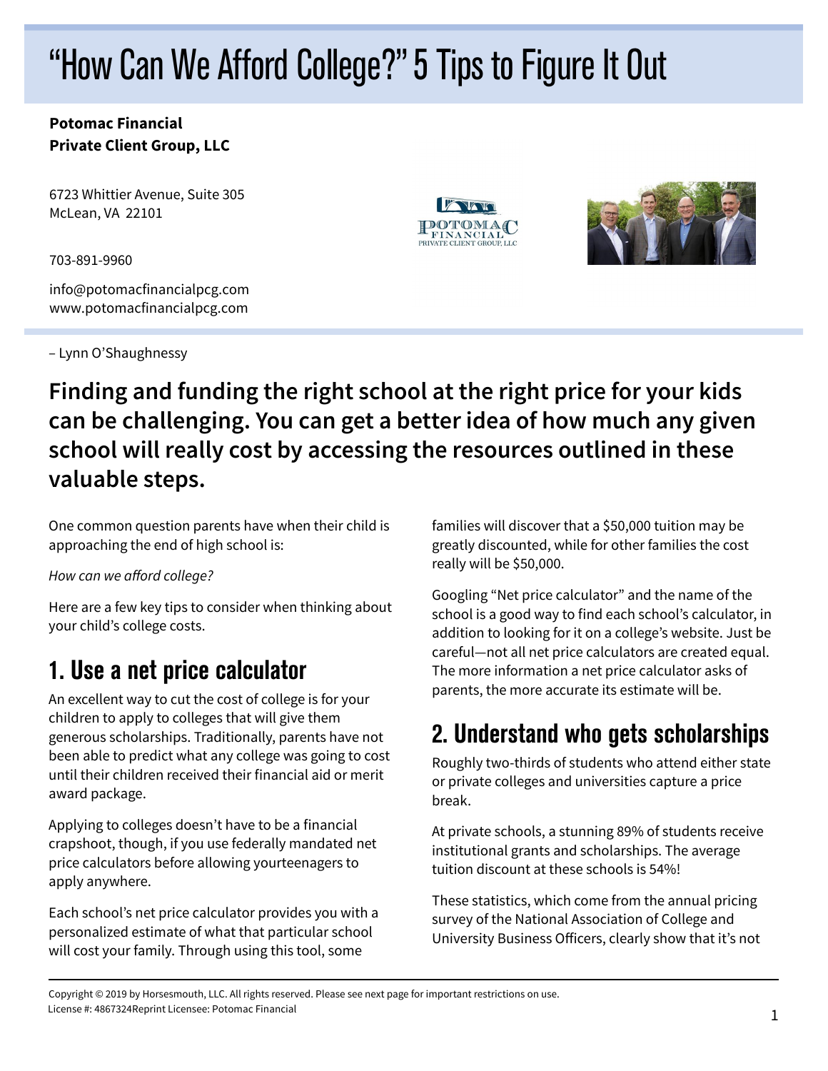# "How Can We Afford College?" 5 Tips to Figure It Out

**Potomac Financial**
**Private Client Group, LLC**

6723 Whittier Avenue, Suite 305
McLean, VA 22101

703-891-9960

info@potomacfinancialpcg.com
www.potomacfinancialpcg.com

– Lynn O'Shaughnessy

**Finding and funding the right school at the right price for your kids can be challenging. You can get a better idea of how much any given school will really cost by accessing the resources outlined in these valuable steps.**

One common question parents have when their child is approaching the end of high school is:

*How can we afford college?*

Here are a few key tips to consider when thinking about your child's college costs.

## 1. Use a net price calculator

An excellent way to cut the cost of college is for your children to apply to colleges that will give them generous scholarships. Traditionally, parents have not been able to predict what any college was going to cost until their children received their financial aid or merit award package.

Applying to colleges doesn't have to be a financial crapshoot, though, if you use federally mandated net price calculators before allowing yourteenagers to apply anywhere.

Each school's net price calculator provides you with a personalized estimate of what that particular school will cost your family. Through using this tool, some families will discover that a $50,000 tuition may be greatly discounted, while for other families the cost really will be $50,000.

Googling "Net price calculator" and the name of the school is a good way to find each school's calculator, in addition to looking for it on a college's website. Just be careful—not all net price calculators are created equal. The more information a net price calculator asks of parents, the more accurate its estimate will be.

## 2. Understand who gets scholarships

Roughly two-thirds of students who attend either state or private colleges and universities capture a price break.

At private schools, a stunning 89% of students receive institutional grants and scholarships. The average tuition discount at these schools is 54%!

These statistics, which come from the annual pricing survey of the National Association of College and University Business Officers, clearly show that it's not

Copyright © 2019 by Horsesmouth, LLC. All rights reserved. Please see next page for important restrictions on use.
License #: 4867324Reprint Licensee: Potomac Financial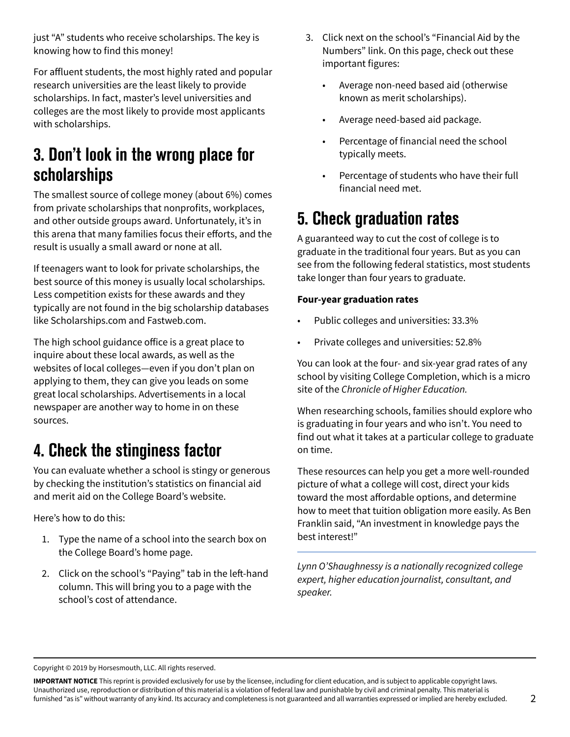just "A" students who receive scholarships. The key is knowing how to find this money!

For affluent students, the most highly rated and popular research universities are the least likely to provide scholarships. In fact, master's level universities and colleges are the most likely to provide most applicants with scholarships.

## 3. Don't look in the wrong place for scholarships

The smallest source of college money (about 6%) comes from private scholarships that nonprofits, workplaces, and other outside groups award. Unfortunately, it's in this arena that many families focus their efforts, and the result is usually a small award or none at all.

If teenagers want to look for private scholarships, the best source of this money is usually local scholarships. Less competition exists for these awards and they typically are not found in the big scholarship databases like Scholarships.com and Fastweb.com.

The high school guidance office is a great place to inquire about these local awards, as well as the websites of local colleges—even if you don't plan on applying to them, they can give you leads on some great local scholarships. Advertisements in a local newspaper are another way to home in on these sources.

## 4. Check the stinginess factor

You can evaluate whether a school is stingy or generous by checking the institution's statistics on financial aid and merit aid on the College Board's website.

Here's how to do this:

1. Type the name of a school into the search box on the College Board's home page.
2. Click on the school's "Paying" tab in the left-hand column. This will bring you to a page with the school's cost of attendance.
3. Click next on the school's "Financial Aid by the Numbers" link. On this page, check out these important figures:
   - Average non-need based aid (otherwise known as merit scholarships).
   - Average need-based aid package.
   - Percentage of financial need the school typically meets.
   - Percentage of students who have their full financial need met.

## 5. Check graduation rates

A guaranteed way to cut the cost of college is to graduate in the traditional four years. But as you can see from the following federal statistics, most students take longer than four years to graduate.

**Four-year graduation rates**

- Public colleges and universities: 33.3%
- Private colleges and universities: 52.8%

You can look at the four- and six-year grad rates of any school by visiting College Completion, which is a micro site of the *Chronicle of Higher Education.*

When researching schools, families should explore who is graduating in four years and who isn't. You need to find out what it takes at a particular college to graduate on time.

These resources can help you get a more well-rounded picture of what a college will cost, direct your kids toward the most affordable options, and determine how to meet that tuition obligation more easily. As Ben Franklin said, "An investment in knowledge pays the best interest!"

---

*Lynn O'Shaughnessy is a nationally recognized college expert, higher education journalist, consultant, and speaker.*

Copyright © 2019 by Horsesmouth, LLC. All rights reserved.

**IMPORTANT NOTICE** This reprint is provided exclusively for use by the licensee, including for client education, and is subject to applicable copyright laws. Unauthorized use, reproduction or distribution of this material is a violation of federal law and punishable by civil and criminal penalty. This material is furnished "as is" without warranty of any kind. Its accuracy and completeness is not guaranteed and all warranties expressed or implied are hereby excluded.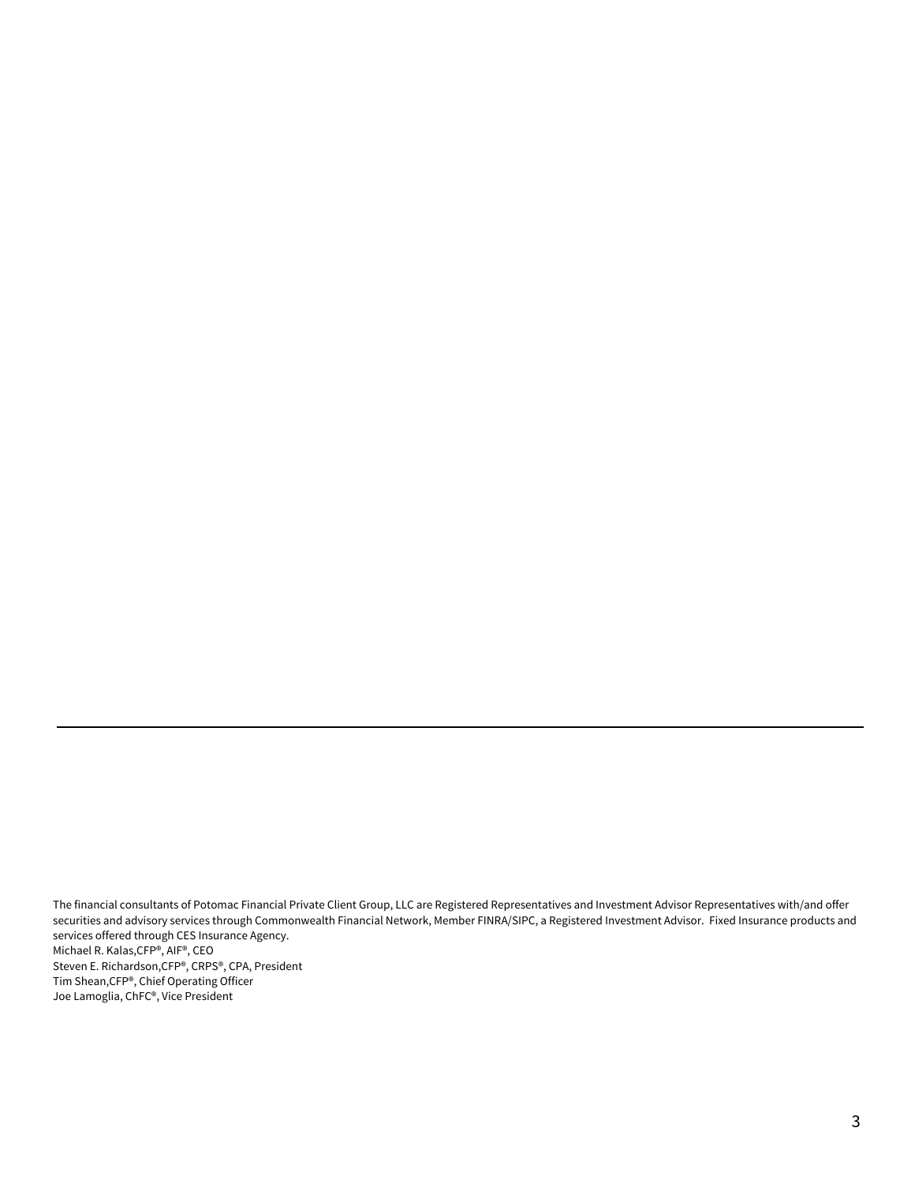---

The financial consultants of Potomac Financial Private Client Group, LLC are Registered Representatives and Investment Advisor Representatives with/and offer securities and advisory services through Commonwealth Financial Network, Member FINRA/SIPC, a Registered Investment Advisor. Fixed Insurance products and services offered through CES Insurance Agency.
Michael R. Kalas,CFP®, AIF®, CEO
Steven E. Richardson,CFP®, CRPS®, CPA, President
Tim Shean,CFP®, Chief Operating Officer
Joe Lamoglia, ChFC®, Vice President